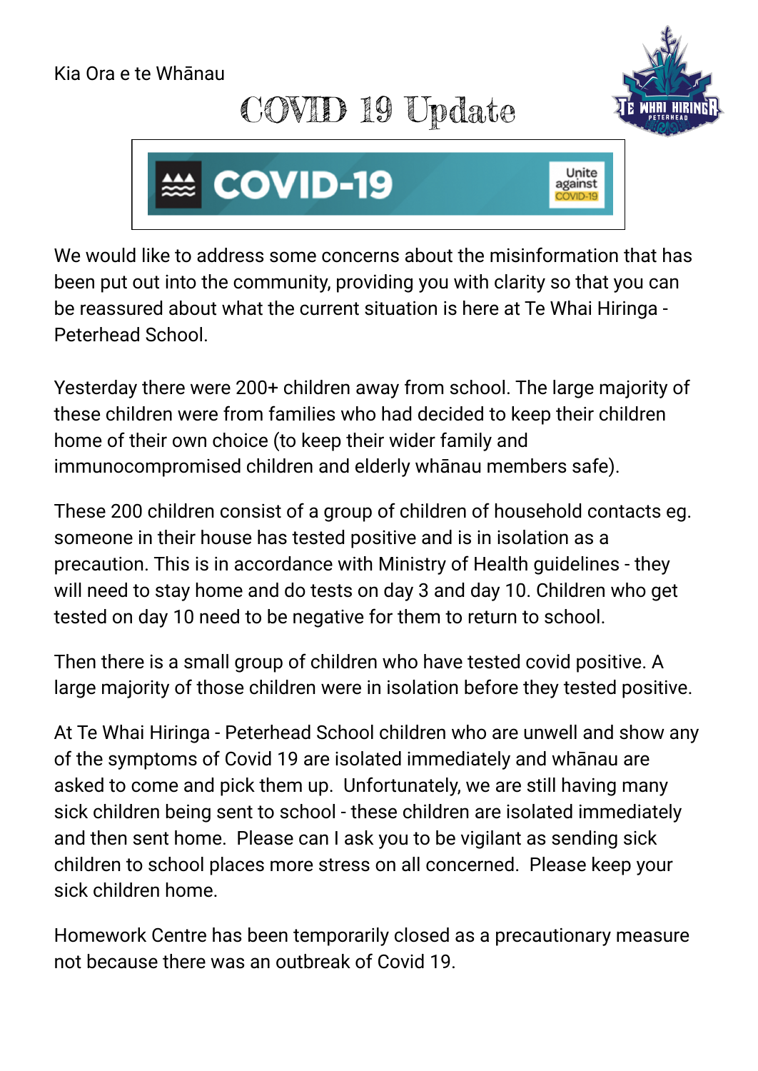Kia Ora e te Whānau

# COVID 19 Update

We would like to address some concerns about the misinformation that has been put out into the community, providing you with clarity so that you can be reassured about what the current situation is here at Te Whai Hiringa - Peterhead School.

Yesterday there were 200+ children away from school. The large majority of these children were from families who had decided to keep their children home of their own choice (to keep their wider family and immunocompromised children and elderly whānau members safe).

These 200 children consist of a group of children of household contacts eg. someone in their house has tested positive and is in isolation as a precaution. This is in accordance with Ministry of Health guidelines - they will need to stay home and do tests on day 3 and day 10. Children who get tested on day 10 need to be negative for them to return to school.

Then there is a small group of children who have tested covid positive. A large majority of those children were in isolation before they tested positive.

At Te Whai Hiringa - Peterhead School children who are unwell and show any of the symptoms of Covid 19 are isolated immediately and whānau are asked to come and pick them up. Unfortunately, we are still having many sick children being sent to school - these children are isolated immediately and then sent home. Please can I ask you to be vigilant as sending sick children to school places more stress on all concerned. Please keep your sick children home.

Homework Centre has been temporarily closed as a precautionary measure not because there was an outbreak of Covid 19.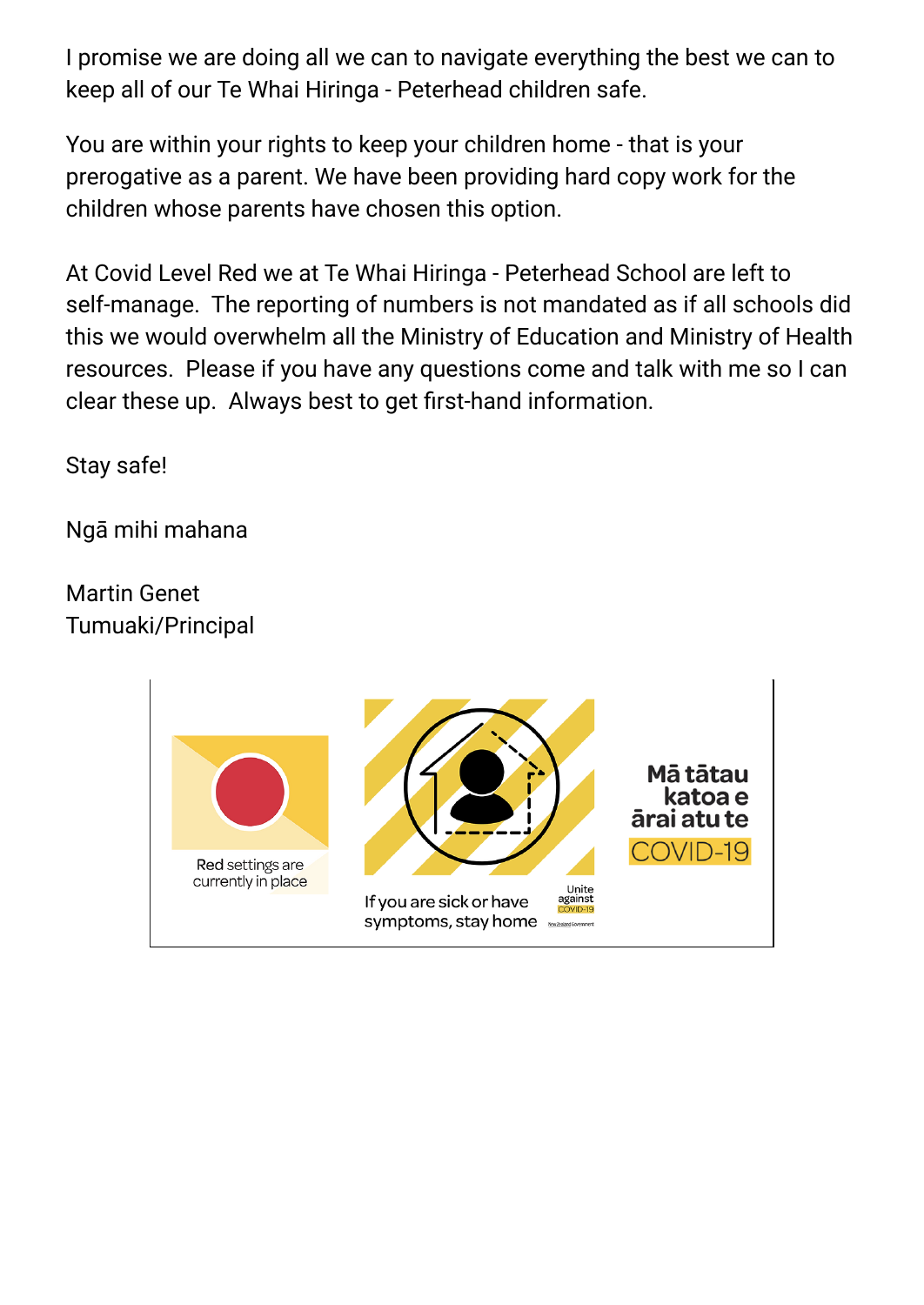I promise we are doing all we can to navigate everything the best we can to keep all of our Te Whai Hiringa - Peterhead children safe.

You are within your rights to keep your children home - that is your prerogative as a parent. We have been providing hard copy work for the children whose parents have chosen this option.

At Covid Level Red we at Te Whai Hiringa - Peterhead School are left to self-manage. The reporting of numbers is not mandated as if all schools did this we would overwhelm all the Ministry of Education and Ministry of Health resources. Please if you have any questions come and talk with me so I can clear these up. Always best to get first-hand information.

Stay safe!

Ngā mihi mahana

Martin Genet
Tumuaki/Principal

Red settings are currently in place

If you are sick or have symptoms, stay home

Unite against COVID-19

Mā tātau katoa e ārai atu te COVID-19